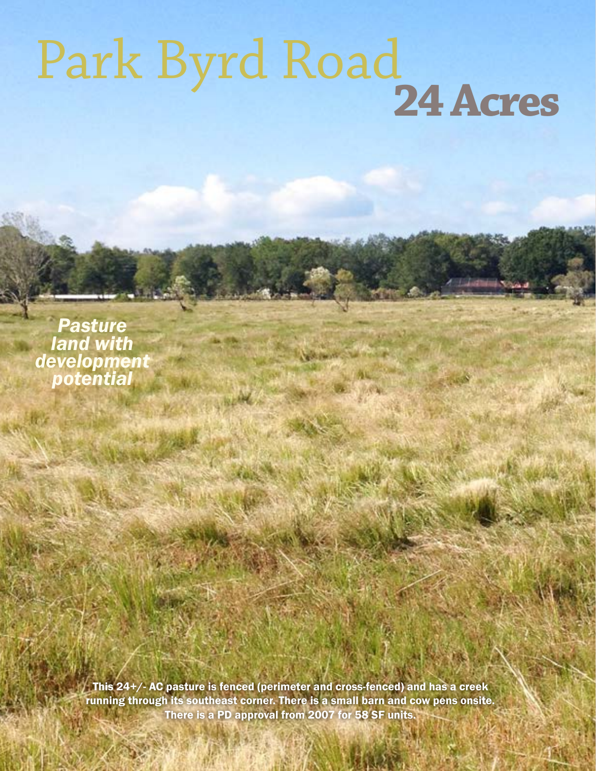# Park Byrd Road

## 24 Acres

*Pasture land with development potential*

**This 24+/- AC pasture is fenced (perimeter and cross-fenced) and has a creek running through its southeast corner. There is a small barn and cow pens onsite. There is a PD approval from 2007 for 58 SF units.**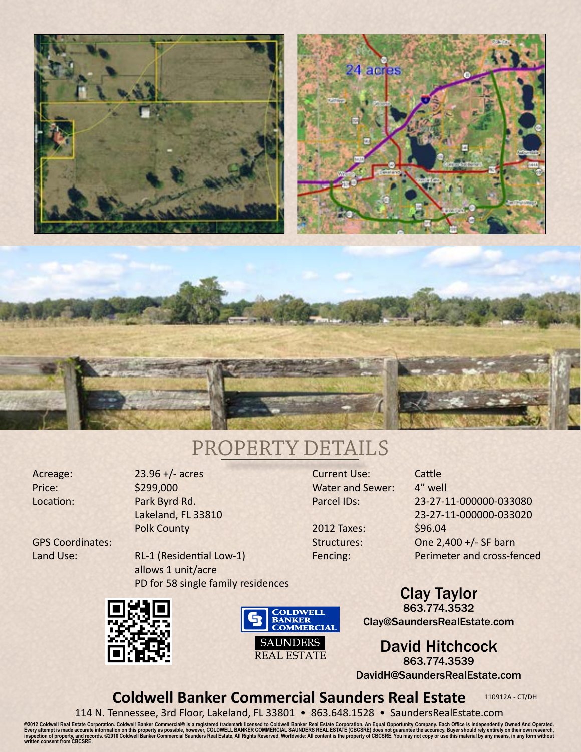## PROPERTY DETAILS

| | |
|---|---|
| Acreage: | 23.96 +/- acres |
| Price: | $299,000 |
| Location: | Park Byrd Rd.<br>Lakeland, FL 33810<br>Polk County |
| GPS Coordinates: | |
| Land Use: | RL-1 (Residential Low-1)<br>allows 1 unit/acre<br>PD for 58 single family residences |
| Current Use: | Cattle |
| Water and Sewer: | 4" well |
| Parcel IDs: | 23-27-11-000000-033080<br>23-27-11-000000-033020 |
| 2012 Taxes: | $96.04 |
| Structures: | One 2,400 +/- SF barn |
| Fencing: | Perimeter and cross-fenced |

**Clay Taylor**
863.774.3532
Clay@SaundersRealEstate.com

**David Hitchcock**
863.774.3539
DavidH@SaundersRealEstate.com

**Coldwell Banker Commercial Saunders Real Estate** 110912A - CT/DH

114 N. Tennessee, 3rd Floor, Lakeland, FL 33801 • 863.648.1528 • SaundersRealEstate.com

©2012 Coldwell Real Estate Corporation. Coldwell Banker Commercial® is a registered trademark licensed to Coldwell Banker Real Estate Corporation. An Equal Opportunity Company. Each Office is Independently Owned And Operated. Every attempt is made accurate information on this property as possible, however, COLDWELL BANKER COMMERCIAL SAUNDERS REAL ESTATE (CBCSRE) does not guarantee the accuracy. Buyer should rely entirely on their own research, inspection of property, and records. ©2010 Coldwell Banker Commercial Saunders Real Estate, All Rights Reserved, Worldwide: All content is the property of CBCSRE. You may not copy or use this material by any means, in any form without written consent from CBCSRE.